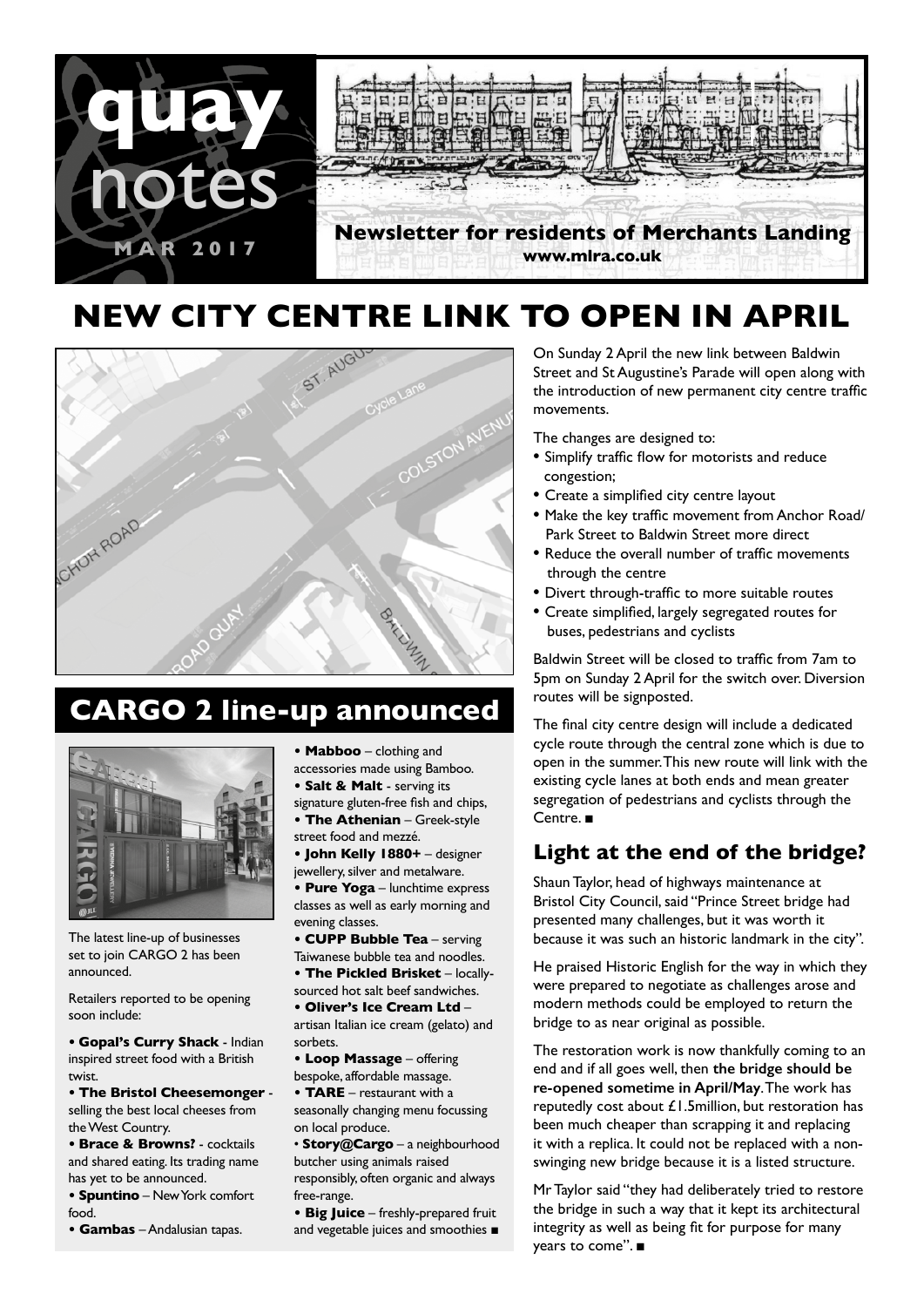# quay notes

MAR 2017

**Newsletter for residents of Merchants Landing**
**www.mlra.co.uk**

# NEW CITY CENTRE LINK TO OPEN IN APRIL

On Sunday 2 April the new link between Baldwin Street and St Augustine's Parade will open along with the introduction of new permanent city centre traffic movements.

The changes are designed to:

- Simplify traffic flow for motorists and reduce congestion;
- Create a simplified city centre layout
- Make the key traffic movement from Anchor Road/ Park Street to Baldwin Street more direct
- Reduce the overall number of traffic movements through the centre
- Divert through-traffic to more suitable routes
- Create simplified, largely segregated routes for buses, pedestrians and cyclists

Baldwin Street will be closed to traffic from 7am to 5pm on Sunday 2 April for the switch over. Diversion routes will be signposted.

The final city centre design will include a dedicated cycle route through the central zone which is due to open in the summer. This new route will link with the existing cycle lanes at both ends and mean greater segregation of pedestrians and cyclists through the Centre. ■

## CARGO 2 line-up announced

The latest line-up of businesses set to join CARGO 2 has been announced.

Retailers reported to be opening soon include:

- **Gopal's Curry Shack** - Indian inspired street food with a British twist.
- **The Bristol Cheesemonger** - selling the best local cheeses from the West Country.
- **Brace & Browns?** - cocktails and shared eating. Its trading name has yet to be announced.
- **Spuntino** – New York comfort food.
- **Gambas** – Andalusian tapas.
- **Mabboo** – clothing and accessories made using Bamboo.
- **Salt & Malt** - serving its signature gluten-free fish and chips,
- **The Athenian** – Greek-style street food and mezzé.
- **John Kelly 1880+** – designer jewellery, silver and metalware.
- **Pure Yoga** – lunchtime express classes as well as early morning and evening classes.
- **CUPP Bubble Tea** – serving Taiwanese bubble tea and noodles.
- **The Pickled Brisket** – locally-sourced hot salt beef sandwiches.
- **Oliver's Ice Cream Ltd** – artisan Italian ice cream (gelato) and sorbets.
- **Loop Massage** – offering bespoke, affordable massage.
- **TARE** – restaurant with a seasonally changing menu focussing on local produce.
- **Story@Cargo** – a neighbourhood butcher using animals raised responsibly, often organic and always free-range.
- **Big Juice** – freshly-prepared fruit and vegetable juices and smoothies ■

## Light at the end of the bridge?

Shaun Taylor, head of highways maintenance at Bristol City Council, said "Prince Street bridge had presented many challenges, but it was worth it because it was such an historic landmark in the city".

He praised Historic English for the way in which they were prepared to negotiate as challenges arose and modern methods could be employed to return the bridge to as near original as possible.

The restoration work is now thankfully coming to an end and if all goes well, then **the bridge should be re-opened sometime in April/May**. The work has reputedly cost about £1.5million, but restoration has been much cheaper than scrapping it and replacing it with a replica. It could not be replaced with a non-swinging new bridge because it is a listed structure.

Mr Taylor said "they had deliberately tried to restore the bridge in such a way that it kept its architectural integrity as well as being fit for purpose for many years to come". ■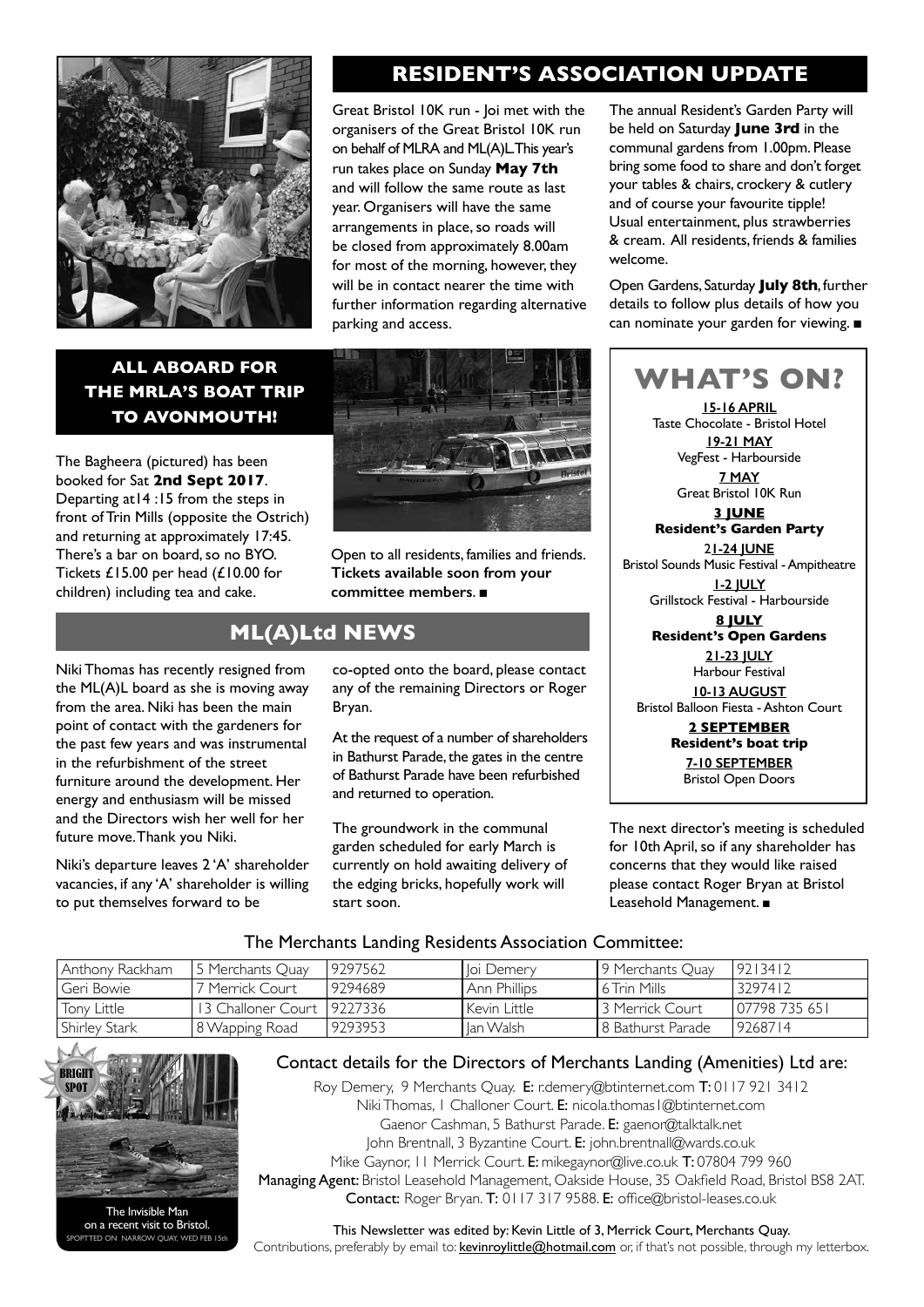## RESIDENT'S ASSOCIATION UPDATE

Great Bristol 10K run - Joi met with the organisers of the Great Bristol 10K run on behalf of MLRA and ML(A)L. This year's run takes place on Sunday **May 7th** and will follow the same route as last year. Organisers will have the same arrangements in place, so roads will be closed from approximately 8.00am for most of the morning, however, they will be in contact nearer the time with further information regarding alternative parking and access.

The annual Resident's Garden Party will be held on Saturday **June 3rd** in the communal gardens from 1.00pm. Please bring some food to share and don't forget your tables & chairs, crockery & cutlery and of course your favourite tipple! Usual entertainment, plus strawberries & cream. All residents, friends & families welcome.

Open Gardens, Saturday **July 8th**, further details to follow plus details of how you can nominate your garden for viewing. ■

## ALL ABOARD FOR THE MRLA'S BOAT TRIP TO AVONMOUTH!

The Bagheera (pictured) has been booked for Sat **2nd Sept 2017**. Departing at14 :15 from the steps in front of Trin Mills (opposite the Ostrich) and returning at approximately 17:45. There's a bar on board, so no BYO. Tickets £15.00 per head (£10.00 for children) including tea and cake.

Open to all residents, families and friends. **Tickets available soon from your committee members**. ■

## WHAT'S ON?

**15-16 APRIL**
Taste Chocolate - Bristol Hotel

**19-21 MAY**
VegFest - Harbourside

**7 MAY**
Great Bristol 10K Run

**3 JUNE**
**Resident's Garden Party**

**21-24 JUNE**
Bristol Sounds Music Festival - Ampitheatre

**1-2 JULY**
Grillstock Festival - Harbourside

**8 JULY**
**Resident's Open Gardens**

**21-23 JULY**
Harbour Festival

**10-13 AUGUST**
Bristol Balloon Fiesta - Ashton Court

**2 SEPTEMBER**
**Resident's boat trip**

**7-10 SEPTEMBER**
Bristol Open Doors

## ML(A)Ltd NEWS

Niki Thomas has recently resigned from the ML(A)L board as she is moving away from the area. Niki has been the main point of contact with the gardeners for the past few years and was instrumental in the refurbishment of the street furniture around the development. Her energy and enthusiasm will be missed and the Directors wish her well for her future move. Thank you Niki.

Niki's departure leaves 2 'A' shareholder vacancies, if any 'A' shareholder is willing to put themselves forward to be co-opted onto the board, please contact any of the remaining Directors or Roger Bryan.

At the request of a number of shareholders in Bathurst Parade, the gates in the centre of Bathurst Parade have been refurbished and returned to operation.

The groundwork in the communal garden scheduled for early March is currently on hold awaiting delivery of the edging bricks, hopefully work will start soon.

The next director's meeting is scheduled for 10th April, so if any shareholder has concerns that they would like raised please contact Roger Bryan at Bristol Leasehold Management. ■

### The Merchants Landing Residents Association Committee:

| | | | | | |
|---|---|---|---|---|---|
| Anthony Rackham | 5 Merchants Quay | 9297562 | Joi Demery | 9 Merchants Quay | 9213412 |
| Geri Bowie | 7 Merrick Court | 9294689 | Ann Phillips | 6 Trin Mills | 3297412 |
| Tony Little | 13 Challoner Court | 9227336 | Kevin Little | 3 Merrick Court | 07798 735 651 |
| Shirley Stark | 8 Wapping Road | 9293953 | Jan Walsh | 8 Bathurst Parade | 9268714 |

BRIGHT SPOT

The Invisible Man on a recent visit to Bristol.
SPOTTED ON NARROW QUAY, WED FEB 15th

### Contact details for the Directors of Merchants Landing (Amenities) Ltd are:

Roy Demery, 9 Merchants Quay. **E:** r.demery@btinternet.com **T:** 0117 921 3412
Niki Thomas, 1 Challoner Court. **E:** nicola.thomas1@btinternet.com
Gaenor Cashman, 5 Bathurst Parade. **E:** gaenor@talktalk.net
John Brentnall, 3 Byzantine Court. **E:** john.brentnall@wards.co.uk
Mike Gaynor, 11 Merrick Court. **E:** mikegaynor@live.co.uk **T:** 07804 799 960
**Managing Agent:** Bristol Leasehold Management, Oakside House, 35 Oakfield Road, Bristol BS8 2AT.
**Contact:** Roger Bryan. **T:** 0117 317 9588. **E:** office@bristol-leases.co.uk

This Newsletter was edited by: Kevin Little of 3, Merrick Court, Merchants Quay.
Contributions, preferably by email to: kevinroylittle@hotmail.com or, if that's not possible, through my letterbox.